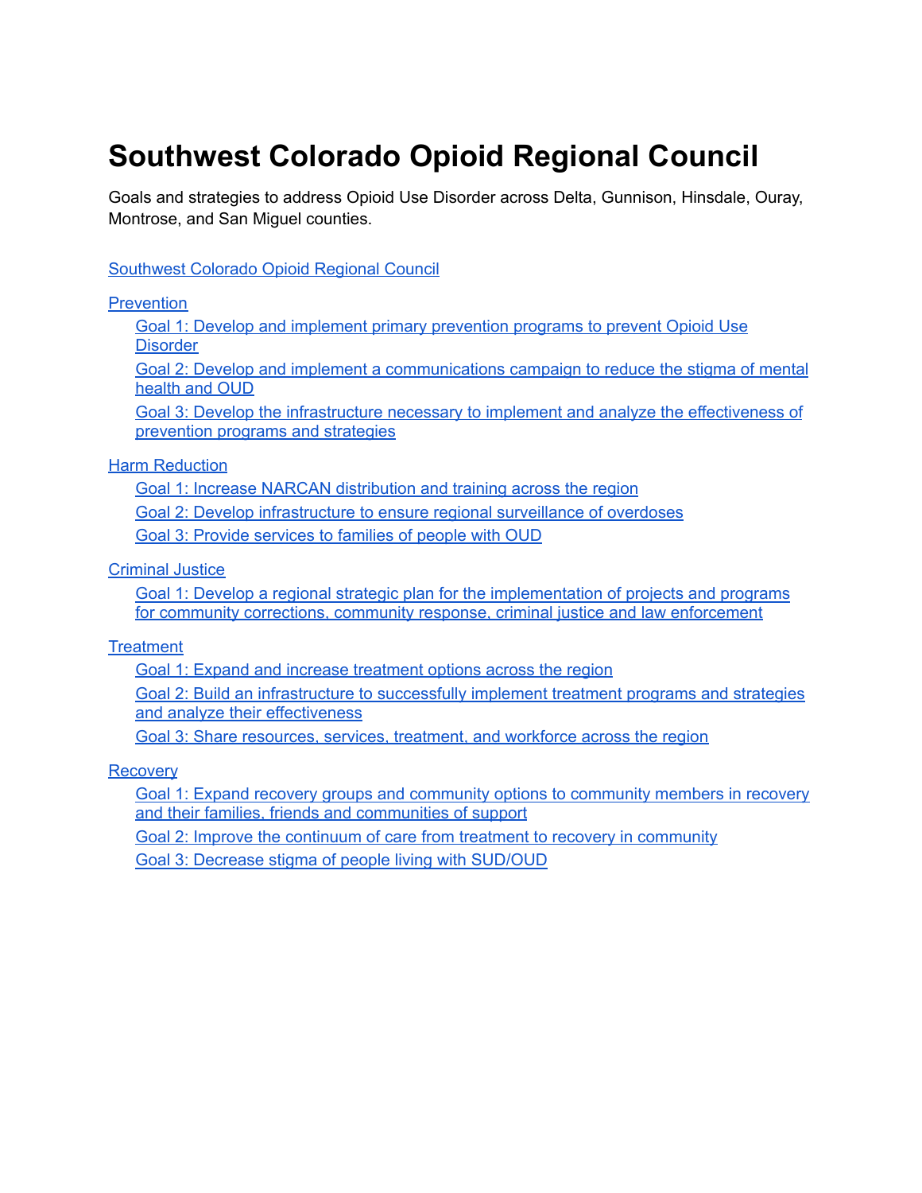# Southwest Colorado Opioid Regional Council

Goals and strategies to address Opioid Use Disorder across Delta, Gunnison, Hinsdale, Ouray, Montrose, and San Miguel counties.

Southwest Colorado Opioid Regional Council

Prevention

- Goal 1: Develop and implement primary prevention programs to prevent Opioid Use Disorder
- Goal 2: Develop and implement a communications campaign to reduce the stigma of mental health and OUD
- Goal 3: Develop the infrastructure necessary to implement and analyze the effectiveness of prevention programs and strategies

Harm Reduction

- Goal 1: Increase NARCAN distribution and training across the region
- Goal 2: Develop infrastructure to ensure regional surveillance of overdoses
- Goal 3: Provide services to families of people with OUD

Criminal Justice

- Goal 1: Develop a regional strategic plan for the implementation of projects and programs for community corrections, community response, criminal justice and law enforcement

Treatment

- Goal 1: Expand and increase treatment options across the region
- Goal 2: Build an infrastructure to successfully implement treatment programs and strategies and analyze their effectiveness
- Goal 3: Share resources, services, treatment, and workforce across the region

Recovery

- Goal 1: Expand recovery groups and community options to community members in recovery and their families, friends and communities of support
- Goal 2: Improve the continuum of care from treatment to recovery in community
- Goal 3: Decrease stigma of people living with SUD/OUD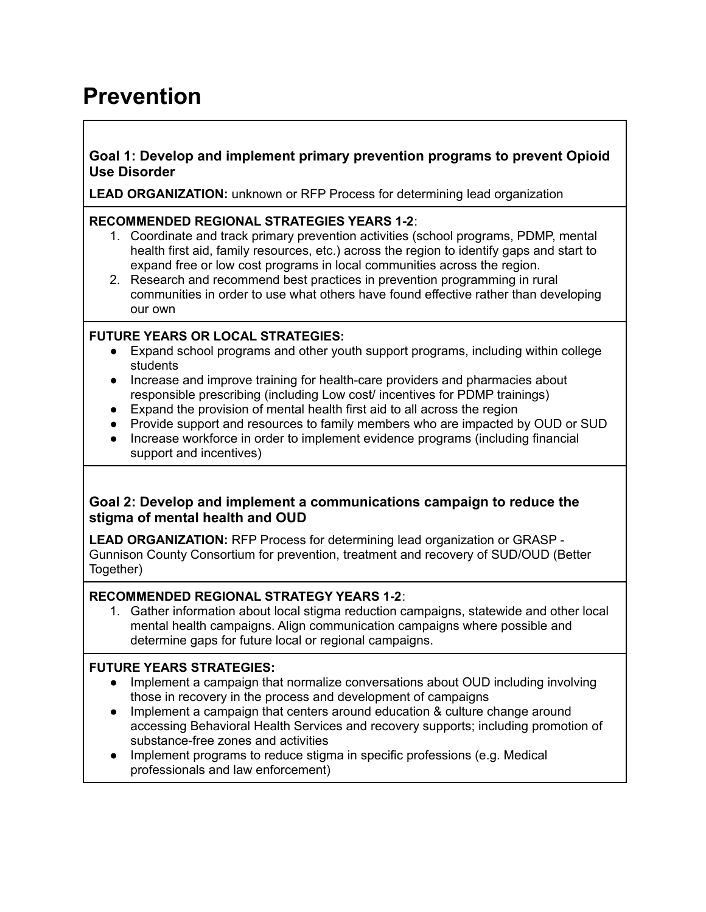# Prevention

### Goal 1: Develop and implement primary prevention programs to prevent Opioid Use Disorder

**LEAD ORGANIZATION:** unknown or RFP Process for determining lead organization

**RECOMMENDED REGIONAL STRATEGIES YEARS 1-2**:

1. Coordinate and track primary prevention activities (school programs, PDMP, mental health first aid, family resources, etc.) across the region to identify gaps and start to expand free or low cost programs in local communities across the region.
2. Research and recommend best practices in prevention programming in rural communities in order to use what others have found effective rather than developing our own

**FUTURE YEARS OR LOCAL STRATEGIES:**

- Expand school programs and other youth support programs, including within college students
- Increase and improve training for health-care providers and pharmacies about responsible prescribing (including Low cost/ incentives for PDMP trainings)
- Expand the provision of mental health first aid to all across the region
- Provide support and resources to family members who are impacted by OUD or SUD
- Increase workforce in order to implement evidence programs (including financial support and incentives)

### Goal 2: Develop and implement a communications campaign to reduce the stigma of mental health and OUD

**LEAD ORGANIZATION:** RFP Process for determining lead organization or GRASP - Gunnison County Consortium for prevention, treatment and recovery of SUD/OUD (Better Together)

**RECOMMENDED REGIONAL STRATEGY YEARS 1-2**:

1. Gather information about local stigma reduction campaigns, statewide and other local mental health campaigns. Align communication campaigns where possible and determine gaps for future local or regional campaigns.

**FUTURE YEARS STRATEGIES:**

- Implement a campaign that normalize conversations about OUD including involving those in recovery in the process and development of campaigns
- Implement a campaign that centers around education & culture change around accessing Behavioral Health Services and recovery supports; including promotion of substance-free zones and activities
- Implement programs to reduce stigma in specific professions (e.g. Medical professionals and law enforcement)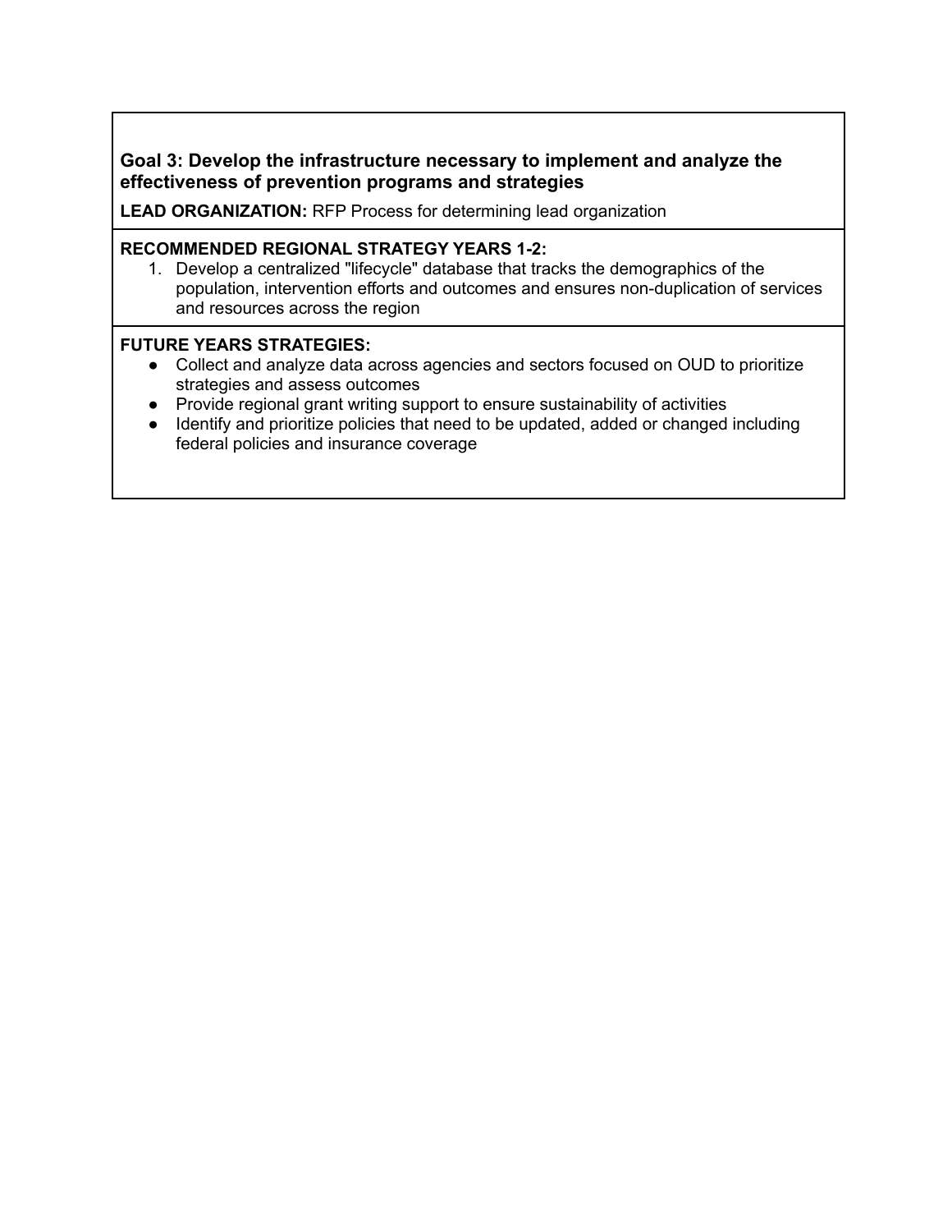**Goal 3: Develop the infrastructure necessary to implement and analyze the effectiveness of prevention programs and strategies**

**LEAD ORGANIZATION:** RFP Process for determining lead organization

**RECOMMENDED REGIONAL STRATEGY YEARS 1-2:**

1. Develop a centralized "lifecycle" database that tracks the demographics of the population, intervention efforts and outcomes and ensures non-duplication of services and resources across the region

**FUTURE YEARS STRATEGIES:**

- Collect and analyze data across agencies and sectors focused on OUD to prioritize strategies and assess outcomes
- Provide regional grant writing support to ensure sustainability of activities
- Identify and prioritize policies that need to be updated, added or changed including federal policies and insurance coverage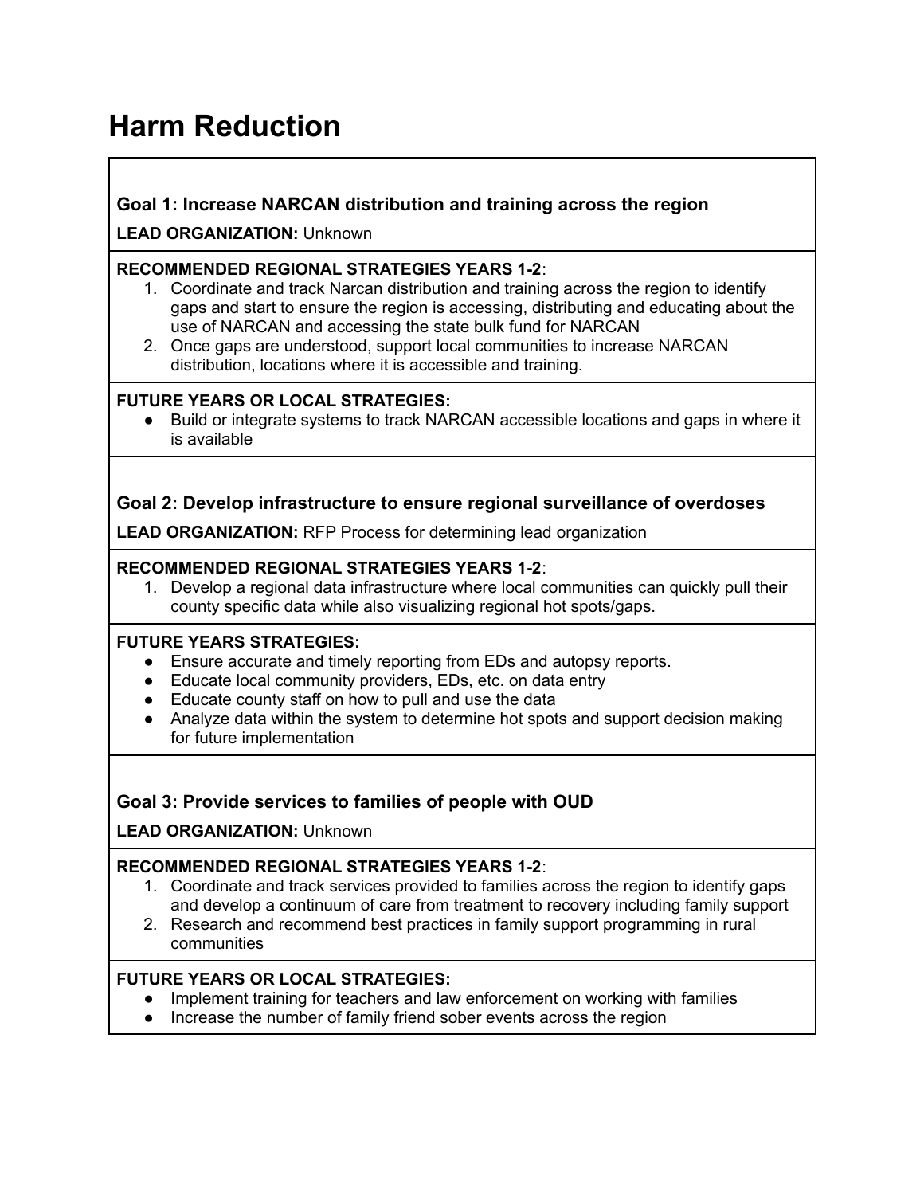# Harm Reduction

### Goal 1: Increase NARCAN distribution and training across the region

**LEAD ORGANIZATION:** Unknown

**RECOMMENDED REGIONAL STRATEGIES YEARS 1-2**:

1. Coordinate and track Narcan distribution and training across the region to identify gaps and start to ensure the region is accessing, distributing and educating about the use of NARCAN and accessing the state bulk fund for NARCAN
2. Once gaps are understood, support local communities to increase NARCAN distribution, locations where it is accessible and training.

**FUTURE YEARS OR LOCAL STRATEGIES:**

- Build or integrate systems to track NARCAN accessible locations and gaps in where it is available

### Goal 2: Develop infrastructure to ensure regional surveillance of overdoses

**LEAD ORGANIZATION:** RFP Process for determining lead organization

**RECOMMENDED REGIONAL STRATEGIES YEARS 1-2**:

1. Develop a regional data infrastructure where local communities can quickly pull their county specific data while also visualizing regional hot spots/gaps.

**FUTURE YEARS STRATEGIES:**

- Ensure accurate and timely reporting from EDs and autopsy reports.
- Educate local community providers, EDs, etc. on data entry
- Educate county staff on how to pull and use the data
- Analyze data within the system to determine hot spots and support decision making for future implementation

### Goal 3: Provide services to families of people with OUD

**LEAD ORGANIZATION:** Unknown

**RECOMMENDED REGIONAL STRATEGIES YEARS 1-2**:

1. Coordinate and track services provided to families across the region to identify gaps and develop a continuum of care from treatment to recovery including family support
2. Research and recommend best practices in family support programming in rural communities

**FUTURE YEARS OR LOCAL STRATEGIES:**

- Implement training for teachers and law enforcement on working with families
- Increase the number of family friend sober events across the region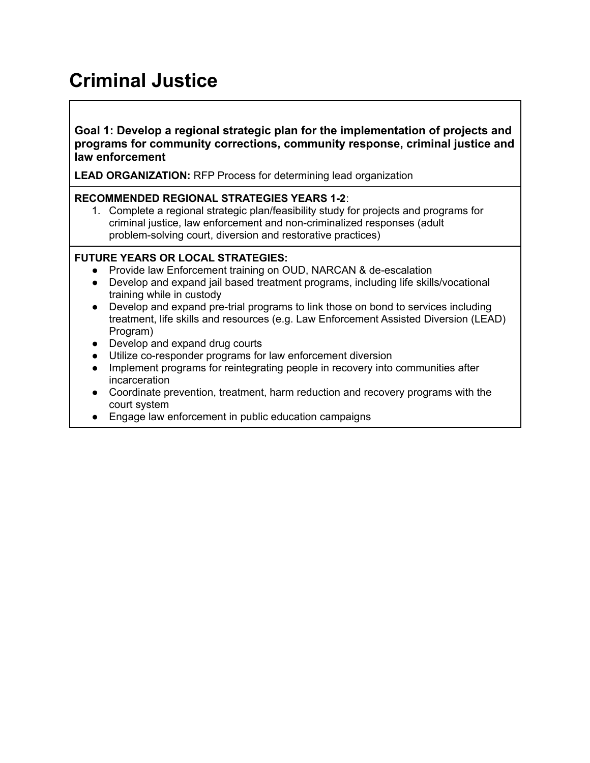# Criminal Justice

**Goal 1: Develop a regional strategic plan for the implementation of projects and programs for community corrections, community response, criminal justice and law enforcement**

**LEAD ORGANIZATION:** RFP Process for determining lead organization

**RECOMMENDED REGIONAL STRATEGIES YEARS 1-2**:

1. Complete a regional strategic plan/feasibility study for projects and programs for criminal justice, law enforcement and non-criminalized responses (adult problem-solving court, diversion and restorative practices)

**FUTURE YEARS OR LOCAL STRATEGIES:**

- Provide law Enforcement training on OUD, NARCAN & de-escalation
- Develop and expand jail based treatment programs, including life skills/vocational training while in custody
- Develop and expand pre-trial programs to link those on bond to services including treatment, life skills and resources (e.g. Law Enforcement Assisted Diversion (LEAD) Program)
- Develop and expand drug courts
- Utilize co-responder programs for law enforcement diversion
- Implement programs for reintegrating people in recovery into communities after incarceration
- Coordinate prevention, treatment, harm reduction and recovery programs with the court system
- Engage law enforcement in public education campaigns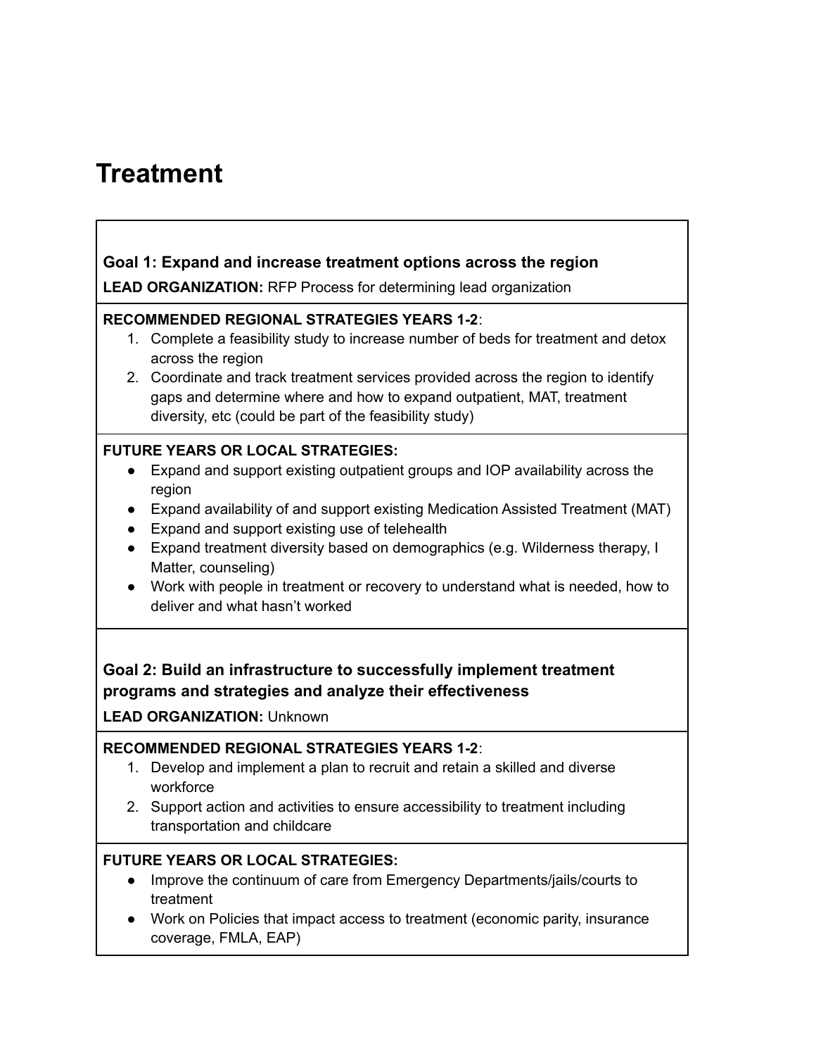# Treatment

**Goal 1: Expand and increase treatment options across the region**

**LEAD ORGANIZATION:** RFP Process for determining lead organization

**RECOMMENDED REGIONAL STRATEGIES YEARS 1-2**:

1. Complete a feasibility study to increase number of beds for treatment and detox across the region
2. Coordinate and track treatment services provided across the region to identify gaps and determine where and how to expand outpatient, MAT, treatment diversity, etc (could be part of the feasibility study)

**FUTURE YEARS OR LOCAL STRATEGIES:**

- Expand and support existing outpatient groups and IOP availability across the region
- Expand availability of and support existing Medication Assisted Treatment (MAT)
- Expand and support existing use of telehealth
- Expand treatment diversity based on demographics (e.g. Wilderness therapy, I Matter, counseling)
- Work with people in treatment or recovery to understand what is needed, how to deliver and what hasn't worked

**Goal 2: Build an infrastructure to successfully implement treatment programs and strategies and analyze their effectiveness**

**LEAD ORGANIZATION:** Unknown

**RECOMMENDED REGIONAL STRATEGIES YEARS 1-2**:

1. Develop and implement a plan to recruit and retain a skilled and diverse workforce
2. Support action and activities to ensure accessibility to treatment including transportation and childcare

**FUTURE YEARS OR LOCAL STRATEGIES:**

- Improve the continuum of care from Emergency Departments/jails/courts to treatment
- Work on Policies that impact access to treatment (economic parity, insurance coverage, FMLA, EAP)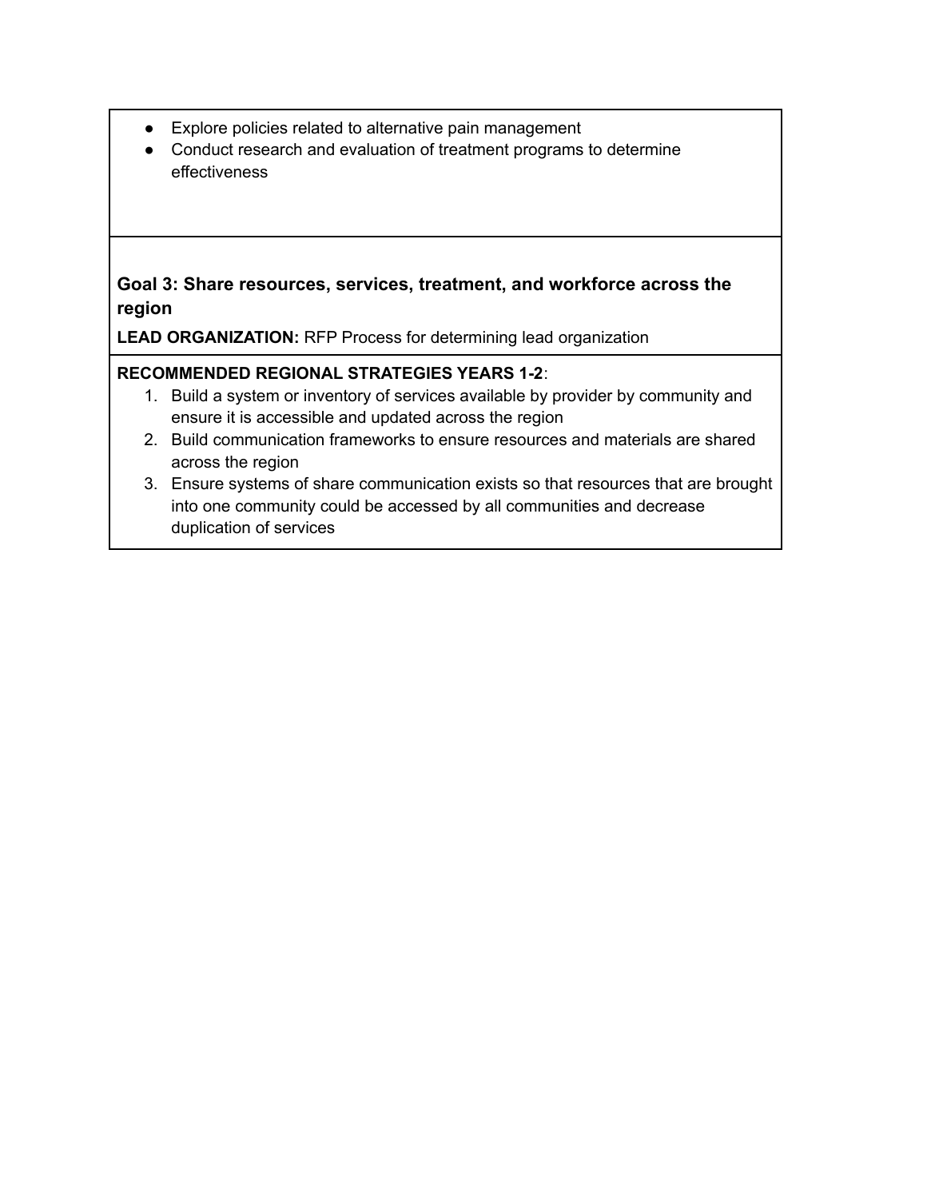- Explore policies related to alternative pain management
- Conduct research and evaluation of treatment programs to determine effectiveness

**Goal 3: Share resources, services, treatment, and workforce across the region**

**LEAD ORGANIZATION:** RFP Process for determining lead organization

**RECOMMENDED REGIONAL STRATEGIES YEARS 1-2**:

1. Build a system or inventory of services available by provider by community and ensure it is accessible and updated across the region
2. Build communication frameworks to ensure resources and materials are shared across the region
3. Ensure systems of share communication exists so that resources that are brought into one community could be accessed by all communities and decrease duplication of services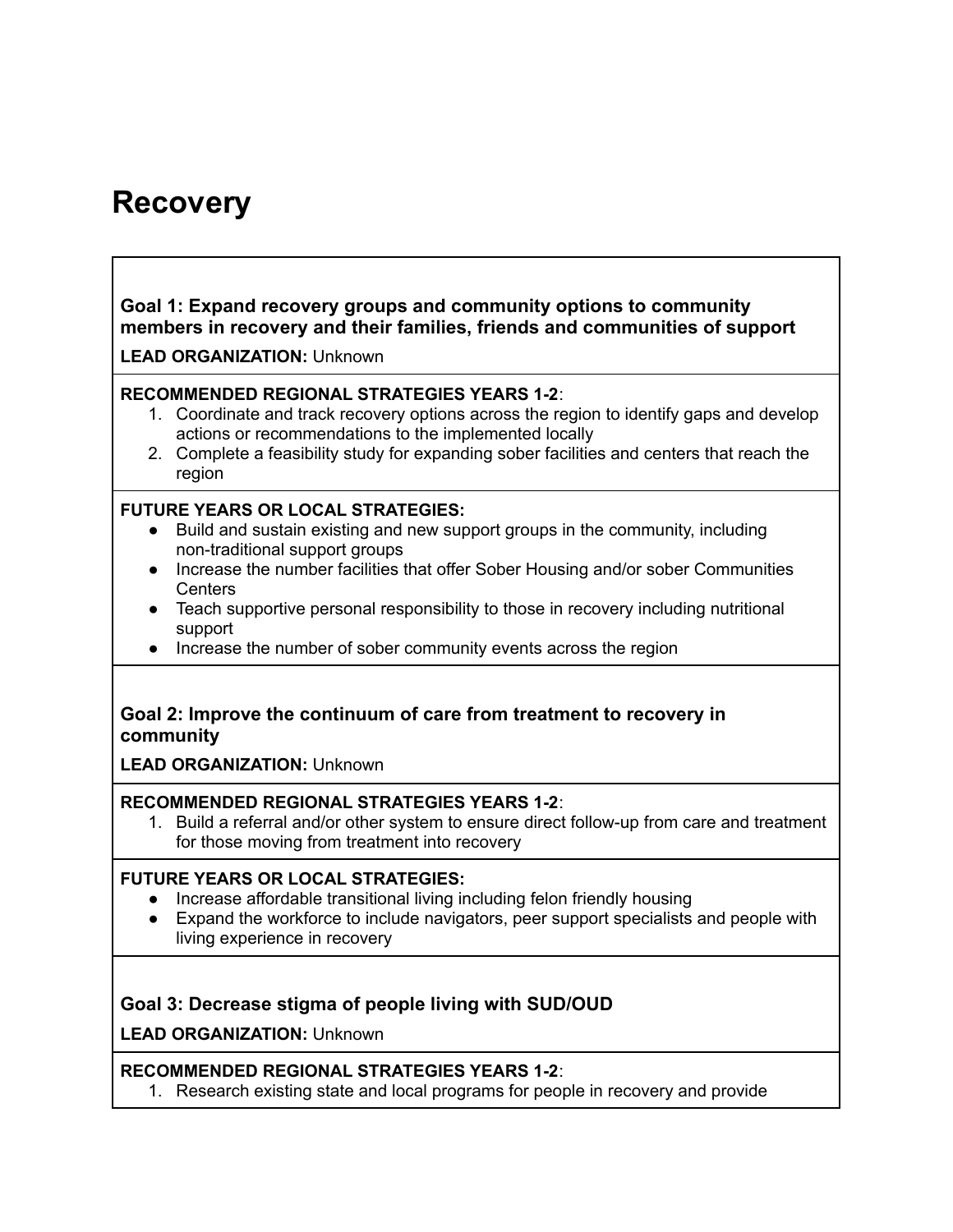# Recovery

**Goal 1: Expand recovery groups and community options to community members in recovery and their families, friends and communities of support**

**LEAD ORGANIZATION:** Unknown

**RECOMMENDED REGIONAL STRATEGIES YEARS 1-2**:

1. Coordinate and track recovery options across the region to identify gaps and develop actions or recommendations to the implemented locally
2. Complete a feasibility study for expanding sober facilities and centers that reach the region

**FUTURE YEARS OR LOCAL STRATEGIES:**

- Build and sustain existing and new support groups in the community, including non-traditional support groups
- Increase the number facilities that offer Sober Housing and/or sober Communities Centers
- Teach supportive personal responsibility to those in recovery including nutritional support
- Increase the number of sober community events across the region

**Goal 2: Improve the continuum of care from treatment to recovery in community**

**LEAD ORGANIZATION:** Unknown

**RECOMMENDED REGIONAL STRATEGIES YEARS 1-2**:

1. Build a referral and/or other system to ensure direct follow-up from care and treatment for those moving from treatment into recovery

**FUTURE YEARS OR LOCAL STRATEGIES:**

- Increase affordable transitional living including felon friendly housing
- Expand the workforce to include navigators, peer support specialists and people with living experience in recovery

**Goal 3: Decrease stigma of people living with SUD/OUD**

**LEAD ORGANIZATION:** Unknown

**RECOMMENDED REGIONAL STRATEGIES YEARS 1-2**:

1. Research existing state and local programs for people in recovery and provide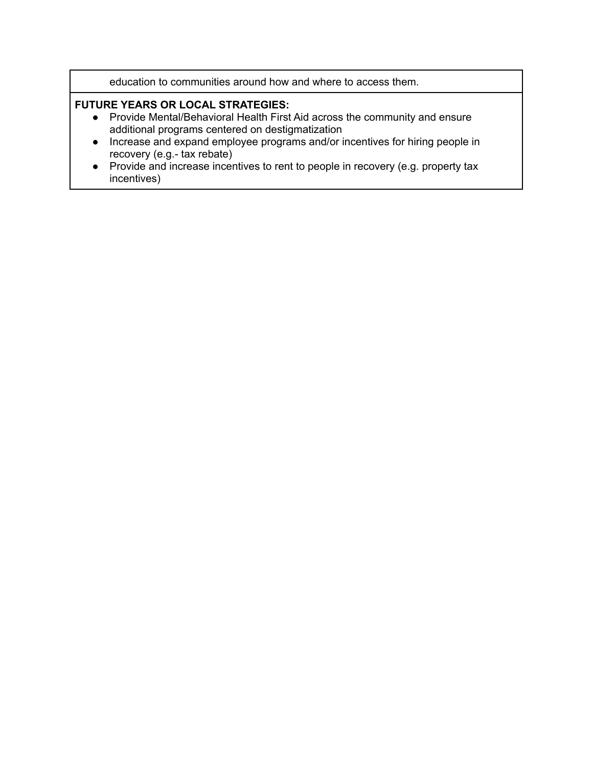education to communities around how and where to access them.

**FUTURE YEARS OR LOCAL STRATEGIES:**

- Provide Mental/Behavioral Health First Aid across the community and ensure additional programs centered on destigmatization
- Increase and expand employee programs and/or incentives for hiring people in recovery (e.g.- tax rebate)
- Provide and increase incentives to rent to people in recovery (e.g. property tax incentives)